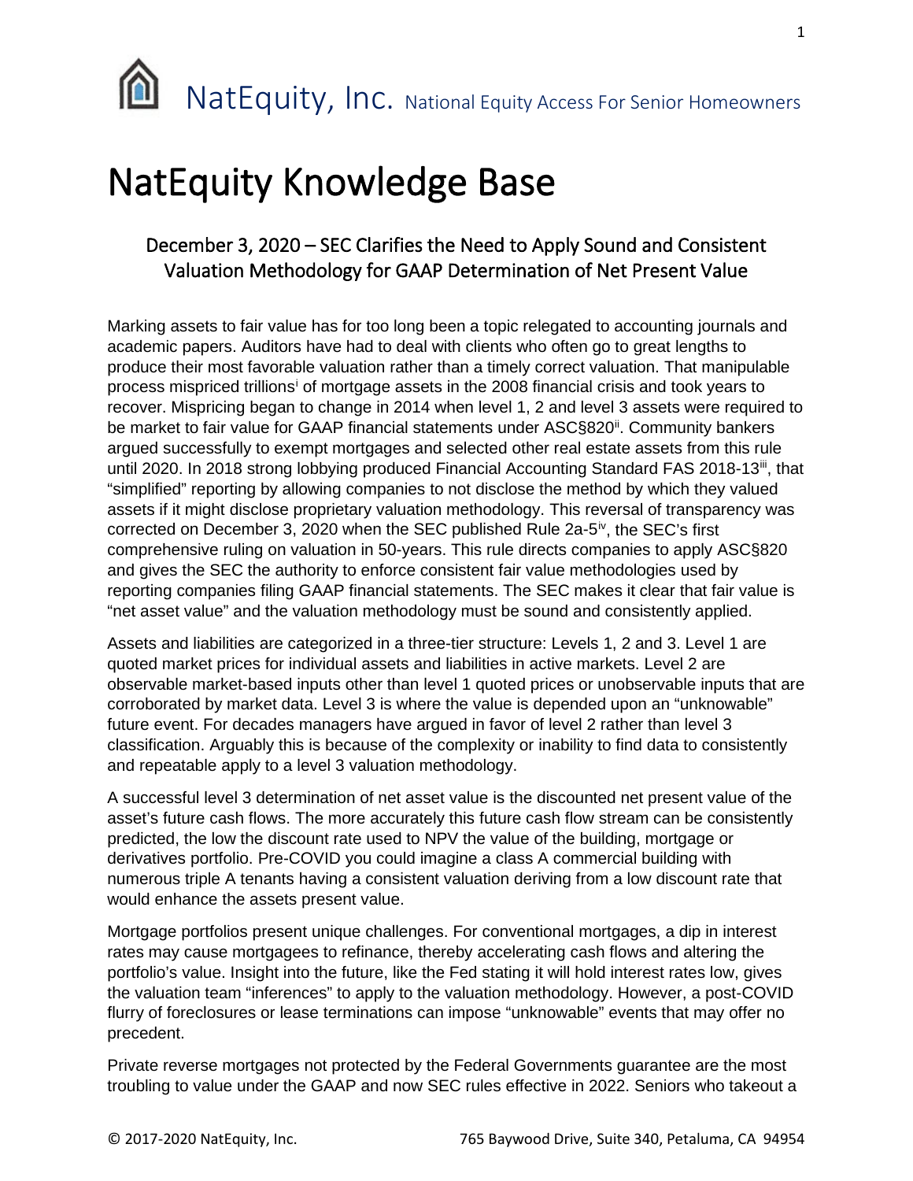NatEquity, Inc. National Equity Access For Senior Homeowners

# NatEquity Knowledge Base

## December 3, 2020 – SEC Clarifies the Need to Apply Sound and Consistent Valuation Methodology for GAAP Determination of Net Present Value

Marking assets to fair value has for too long been a topic relegated to accounting journals and academic papers. Auditors have had to deal with clients who often go to great lengths to produce their most favorable valuation rather than a timely correct valuation. That manipulable process mispriced trillions[i] of mortgage assets in the 2008 financial crisis and took years to recover. Mispricing began to change in 2014 when level 1, 2 and level 3 assets were required to be market to fair value for GAAP financial statements under ASC§820[ii]. Community bankers argued successfully to exempt mortgages and selected other real estate assets from this rule until 2020. In 2018 strong lobbying produced Financial Accounting Standard FAS 2018-13[iii], that "simplified" reporting by allowing companies to not disclose the method by which they valued assets if it might disclose proprietary valuation methodology. This reversal of transparency was corrected on December 3, 2020 when the SEC published Rule 2a-5[iv], the SEC's first comprehensive ruling on valuation in 50-years. This rule directs companies to apply ASC§820 and gives the SEC the authority to enforce consistent fair value methodologies used by reporting companies filing GAAP financial statements. The SEC makes it clear that fair value is "net asset value" and the valuation methodology must be sound and consistently applied.

Assets and liabilities are categorized in a three-tier structure: Levels 1, 2 and 3. Level 1 are quoted market prices for individual assets and liabilities in active markets. Level 2 are observable market-based inputs other than level 1 quoted prices or unobservable inputs that are corroborated by market data. Level 3 is where the value is depended upon an "unknowable" future event. For decades managers have argued in favor of level 2 rather than level 3 classification. Arguably this is because of the complexity or inability to find data to consistently and repeatable apply to a level 3 valuation methodology.

A successful level 3 determination of net asset value is the discounted net present value of the asset's future cash flows. The more accurately this future cash flow stream can be consistently predicted, the low the discount rate used to NPV the value of the building, mortgage or derivatives portfolio. Pre-COVID you could imagine a class A commercial building with numerous triple A tenants having a consistent valuation deriving from a low discount rate that would enhance the assets present value.

Mortgage portfolios present unique challenges. For conventional mortgages, a dip in interest rates may cause mortgagees to refinance, thereby accelerating cash flows and altering the portfolio's value. Insight into the future, like the Fed stating it will hold interest rates low, gives the valuation team "inferences" to apply to the valuation methodology. However, a post-COVID flurry of foreclosures or lease terminations can impose "unknowable" events that may offer no precedent.

Private reverse mortgages not protected by the Federal Governments guarantee are the most troubling to value under the GAAP and now SEC rules effective in 2022. Seniors who takeout a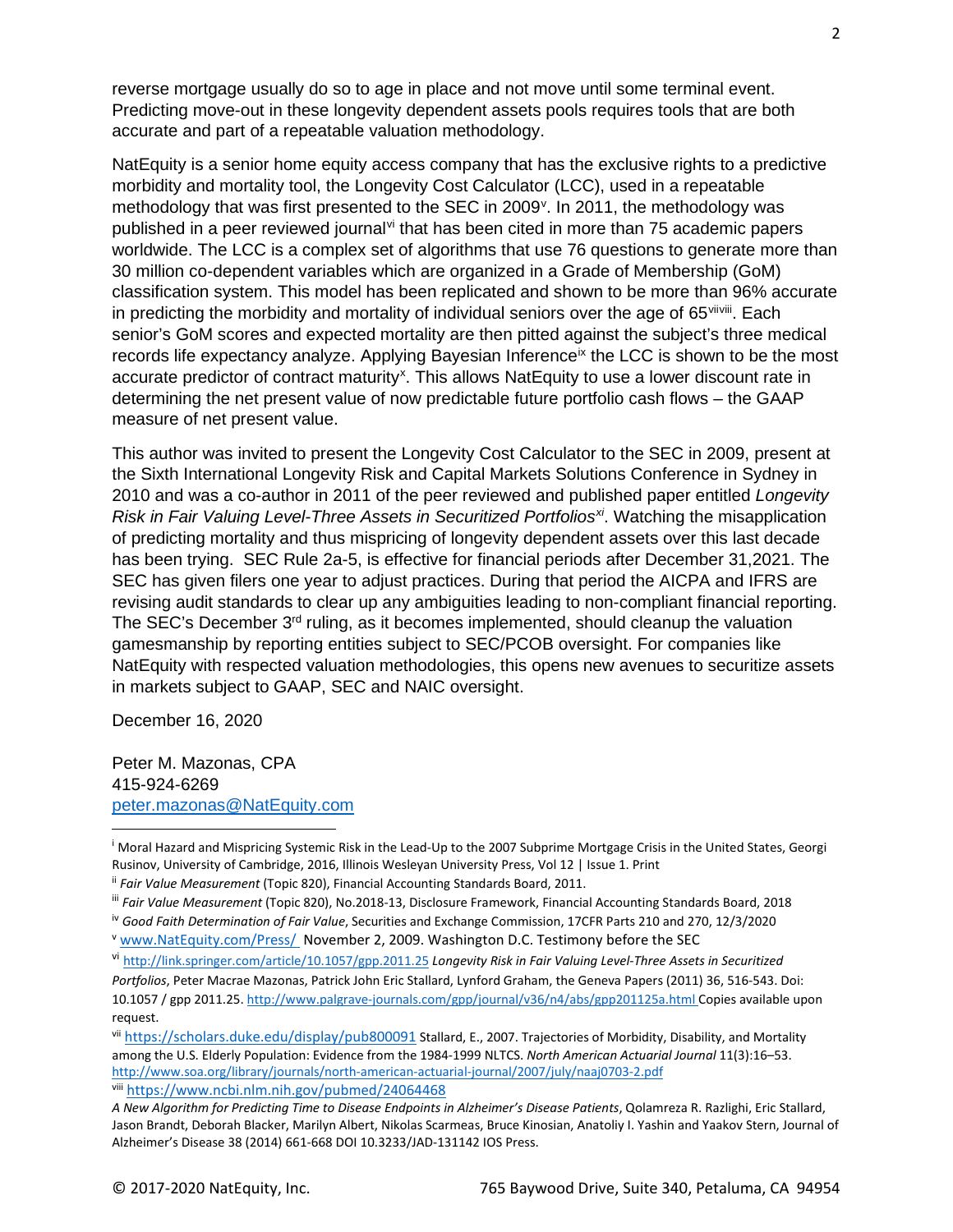reverse mortgage usually do so to age in place and not move until some terminal event. Predicting move-out in these longevity dependent assets pools requires tools that are both accurate and part of a repeatable valuation methodology.

NatEquity is a senior home equity access company that has the exclusive rights to a predictive morbidity and mortality tool, the Longevity Cost Calculator (LCC), used in a repeatable methodology that was first presented to the SEC in 2009[v]. In 2011, the methodology was published in a peer reviewed journal[vi] that has been cited in more than 75 academic papers worldwide. The LCC is a complex set of algorithms that use 76 questions to generate more than 30 million co-dependent variables which are organized in a Grade of Membership (GoM) classification system. This model has been replicated and shown to be more than 96% accurate in predicting the morbidity and mortality of individual seniors over the age of 65[vii][viii]. Each senior's GoM scores and expected mortality are then pitted against the subject's three medical records life expectancy analyze. Applying Bayesian Inference[ix] the LCC is shown to be the most accurate predictor of contract maturity[x]. This allows NatEquity to use a lower discount rate in determining the net present value of now predictable future portfolio cash flows – the GAAP measure of net present value.

This author was invited to present the Longevity Cost Calculator to the SEC in 2009, present at the Sixth International Longevity Risk and Capital Markets Solutions Conference in Sydney in 2010 and was a co-author in 2011 of the peer reviewed and published paper entitled *Longevity Risk in Fair Valuing Level-Three Assets in Securitized Portfolios*[xi]. Watching the misapplication of predicting mortality and thus mispricing of longevity dependent assets over this last decade has been trying. SEC Rule 2a-5, is effective for financial periods after December 31,2021. The SEC has given filers one year to adjust practices. During that period the AICPA and IFRS are revising audit standards to clear up any ambiguities leading to non-compliant financial reporting. The SEC's December 3rd ruling, as it becomes implemented, should cleanup the valuation gamesmanship by reporting entities subject to SEC/PCOB oversight. For companies like NatEquity with respected valuation methodologies, this opens new avenues to securitize assets in markets subject to GAAP, SEC and NAIC oversight.

December 16, 2020

Peter M. Mazonas, CPA
415-924-6269
peter.mazonas@NatEquity.com

---

[i] Moral Hazard and Mispricing Systemic Risk in the Lead-Up to the 2007 Subprime Mortgage Crisis in the United States, Georgi Rusinov, University of Cambridge, 2016, Illinois Wesleyan University Press, Vol 12 | Issue 1. Print

[ii] *Fair Value Measurement* (Topic 820), Financial Accounting Standards Board, 2011.

[iii] *Fair Value Measurement* (Topic 820), No.2018-13, Disclosure Framework, Financial Accounting Standards Board, 2018

[iv] *Good Faith Determination of Fair Value*, Securities and Exchange Commission, 17CFR Parts 210 and 270, 12/3/2020

[v] www.NatEquity.com/Press/ November 2, 2009. Washington D.C. Testimony before the SEC

[vi] http://link.springer.com/article/10.1057/gpp.2011.25 *Longevity Risk in Fair Valuing Level-Three Assets in Securitized Portfolios*, Peter Macrae Mazonas, Patrick John Eric Stallard, Lynford Graham, the Geneva Papers (2011) 36, 516-543. Doi: 10.1057 / gpp 2011.25. http://www.palgrave-journals.com/gpp/journal/v36/n4/abs/gpp201125a.html Copies available upon request.

[vii] https://scholars.duke.edu/display/pub800091 Stallard, E., 2007. Trajectories of Morbidity, Disability, and Mortality among the U.S. Elderly Population: Evidence from the 1984-1999 NLTCS. *North American Actuarial Journal* 11(3):16–53. http://www.soa.org/library/journals/north-american-actuarial-journal/2007/july/naaj0703-2.pdf

[viii] https://www.ncbi.nlm.nih.gov/pubmed/24064468
*A New Algorithm for Predicting Time to Disease Endpoints in Alzheimer's Disease Patients*, Qolamreza R. Razlighi, Eric Stallard, Jason Brandt, Deborah Blacker, Marilyn Albert, Nikolas Scarmeas, Bruce Kinosian, Anatoliy I. Yashin and Yaakov Stern, Journal of Alzheimer's Disease 38 (2014) 661-668 DOI 10.3233/JAD-131142 IOS Press.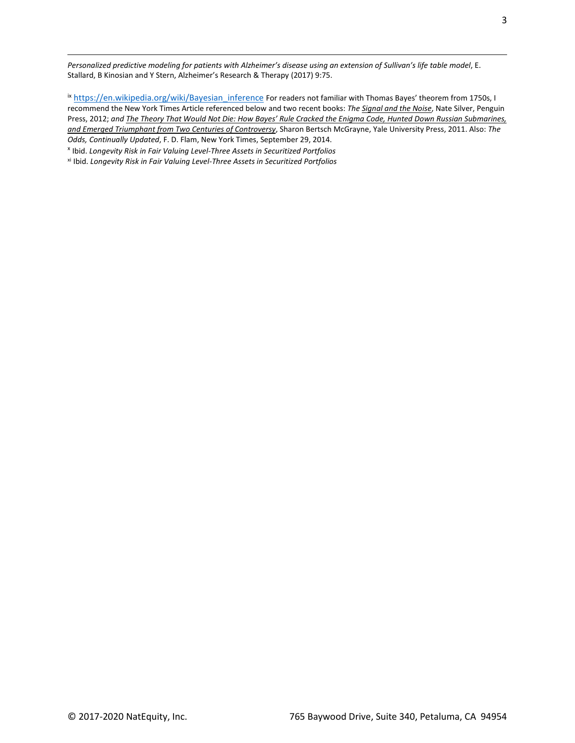*Personalized predictive modeling for patients with Alzheimer's disease using an extension of Sullivan's life table model*, E. Stallard, B Kinosian and Y Stern, Alzheimer's Research & Therapy (2017) 9:75.

[ix] https://en.wikipedia.org/wiki/Bayesian_inference For readers not familiar with Thomas Bayes' theorem from 1750s, I recommend the New York Times Article referenced below and two recent books: *The Signal and the Noise*, Nate Silver, Penguin Press, 2012; *and The Theory That Would Not Die: How Bayes' Rule Cracked the Enigma Code, Hunted Down Russian Submarines, and Emerged Triumphant from Two Centuries of Controversy*, Sharon Bertsch McGrayne, Yale University Press, 2011. Also: *The Odds, Continually Updated*, F. D. Flam, New York Times, September 29, 2014.

[x] Ibid. *Longevity Risk in Fair Valuing Level-Three Assets in Securitized Portfolios*

[xi] Ibid. *Longevity Risk in Fair Valuing Level-Three Assets in Securitized Portfolios*

© 2017-2020 NatEquity, Inc. 765 Baywood Drive, Suite 340, Petaluma, CA 94954